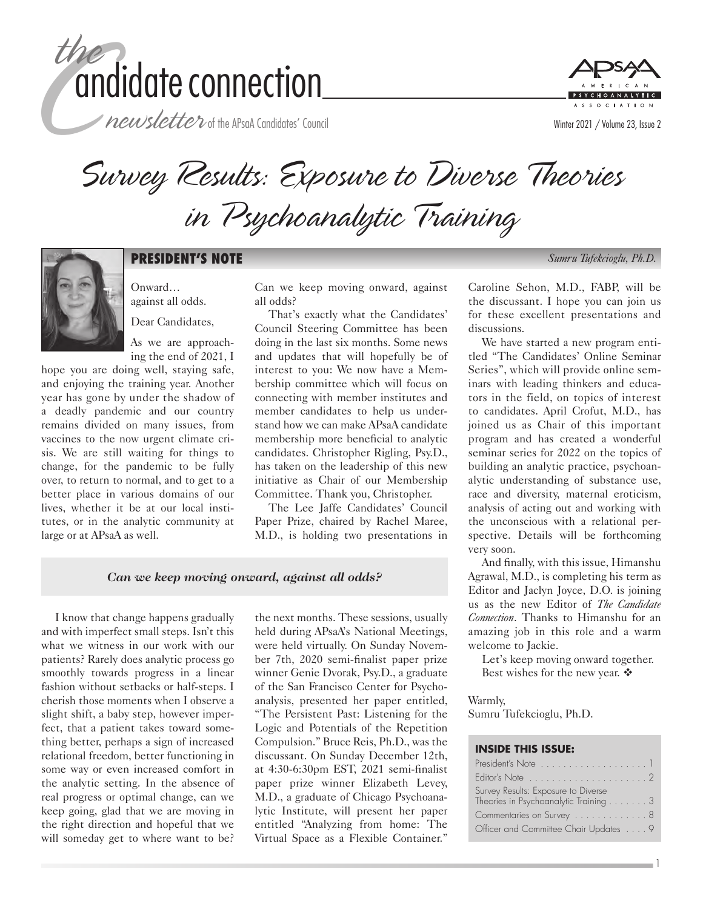# the Candidate connection

*newsletter* of the APsaA Candidates' Council

Winter 2021 / Volume 23, Issue 2

# Survey Results: Exposure to Diverse Theories in Psychoanalytic Training

## PRESIDENT'S NOTE

*Sumru Tufekcioglu, Ph.D.*

Onward… against all odds.

Dear Candidates,

As we are approaching the end of 2021, I hope you are doing well, staying safe, and enjoying the training year. Another year has gone by under the shadow of a deadly pandemic and our country remains divided on many issues, from vaccines to the now urgent climate crisis. We are still waiting for things to change, for the pandemic to be fully over, to return to normal, and to get to a better place in various domains of our lives, whether it be at our local institutes, or in the analytic community at large or at APsaA as well.

I know that change happens gradually and with imperfect small steps. Isn't this what we witness in our work with our patients? Rarely does analytic process go smoothly towards progress in a linear fashion without setbacks or half-steps. I cherish those moments when I observe a slight shift, a baby step, however imperfect, that a patient takes toward something better, perhaps a sign of increased relational freedom, better functioning in some way or even increased comfort in the analytic setting. In the absence of real progress or optimal change, can we keep going, glad that we are moving in the right direction and hopeful that we will someday get to where want to be? Can we keep moving onward, against all odds?

*Can we keep moving onward, against all odds?*

That's exactly what the Candidates' Council Steering Committee has been doing in the last six months. Some news and updates that will hopefully be of interest to you: We now have a Membership committee which will focus on connecting with member institutes and member candidates to help us understand how we can make APsaA candidate membership more beneficial to analytic candidates. Christopher Rigling, Psy.D., has taken on the leadership of this new initiative as Chair of our Membership Committee. Thank you, Christopher.

The Lee Jaffe Candidates' Council Paper Prize, chaired by Rachel Maree, M.D., is holding two presentations in the next months. These sessions, usually held during APsaA's National Meetings, were held virtually. On Sunday November 7th, 2020 semi-finalist paper prize winner Genie Dvorak, Psy.D., a graduate of the San Francisco Center for Psychoanalysis, presented her paper entitled, "The Persistent Past: Listening for the Logic and Potentials of the Repetition Compulsion." Bruce Reis, Ph.D., was the discussant. On Sunday December 12th, at 4:30-6:30pm EST, 2021 semi-finalist paper prize winner Elizabeth Levey, M.D., a graduate of Chicago Psychoanalytic Institute, will present her paper entitled "Analyzing from home: The Virtual Space as a Flexible Container." Caroline Sehon, M.D., FABP, will be the discussant. I hope you can join us for these excellent presentations and discussions.

We have started a new program entitled "The Candidates' Online Seminar Series", which will provide online seminars with leading thinkers and educators in the field, on topics of interest to candidates. April Crofut, M.D., has joined us as Chair of this important program and has created a wonderful seminar series for 2022 on the topics of building an analytic practice, psychoanalytic understanding of substance use, race and diversity, maternal eroticism, analysis of acting out and working with the unconscious with a relational perspective. Details will be forthcoming very soon.

And finally, with this issue, Himanshu Agrawal, M.D., is completing his term as Editor and Jaclyn Joyce, D.O. is joining us as the new Editor of *The Candidate Connection*. Thanks to Himanshu for an amazing job in this role and a warm welcome to Jackie.

Let's keep moving onward together. Best wishes for the new year. ❖

Warmly,
Sumru Tufekcioglu, Ph.D.

### INSIDE THIS ISSUE:

| | |
|---|---|
| President's Note | 1 |
| Editor's Note | 2 |
| Survey Results: Exposure to Diverse Theories in Psychoanalytic Training | 3 |
| Commentaries on Survey | 8 |
| Officer and Committee Chair Updates | 9 |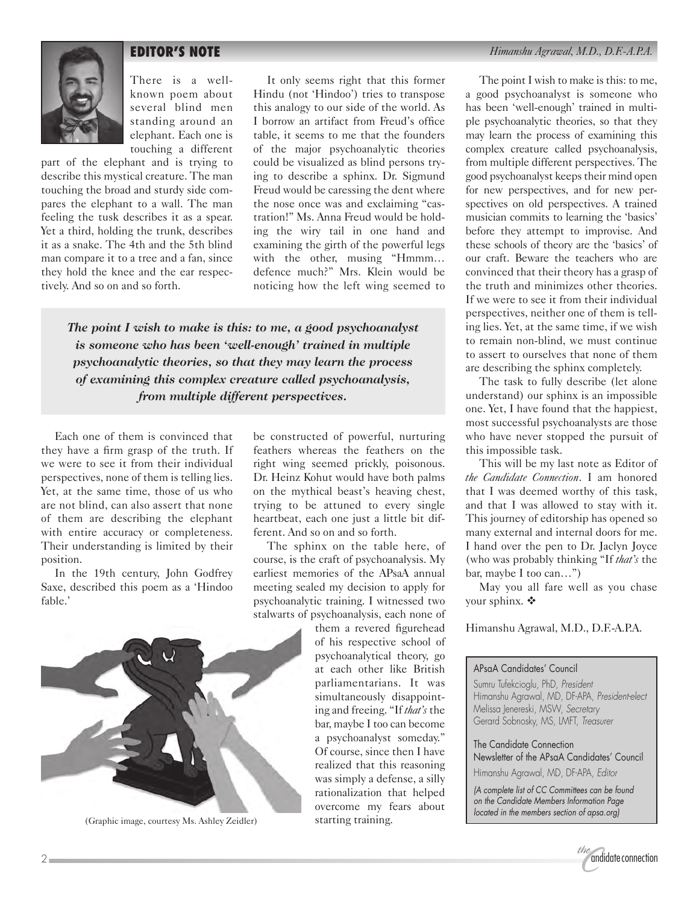## EDITOR'S NOTE

*Himanshu Agrawal, M.D., D.F.-A.P.A.*

There is a well-known poem about several blind men standing around an elephant. Each one is touching a different part of the elephant and is trying to describe this mystical creature. The man touching the broad and sturdy side compares the elephant to a wall. The man feeling the tusk describes it as a spear. Yet a third, holding the trunk, describes it as a snake. The 4th and the 5th blind man compare it to a tree and a fan, since they hold the knee and the ear respectively. And so on and so forth.

Each one of them is convinced that they have a firm grasp of the truth. If we were to see it from their individual perspectives, none of them is telling lies. Yet, at the same time, those of us who are not blind, can also assert that none of them are describing the elephant with entire accuracy or completeness. Their understanding is limited by their position.

In the 19th century, John Godfrey Saxe, described this poem as a 'Hindoo fable.'

It only seems right that this former Hindu (not 'Hindoo') tries to transpose this analogy to our side of the world. As I borrow an artifact from Freud's office table, it seems to me that the founders of the major psychoanalytic theories could be visualized as blind persons trying to describe a sphinx. Dr. Sigmund Freud would be caressing the dent where the nose once was and exclaiming "castration!" Ms. Anna Freud would be holding the wiry tail in one hand and examining the girth of the powerful legs with the other, musing "Hmmm… defence much?" Mrs. Klein would be noticing how the left wing seemed to be constructed of powerful, nurturing feathers whereas the feathers on the right wing seemed prickly, poisonous. Dr. Heinz Kohut would have both palms on the mythical beast's heaving chest, trying to be attuned to every single heartbeat, each one just a little bit different. And so on and so forth.

> ***The point I wish to make is this: to me, a good psychoanalyst is someone who has been 'well-enough' trained in multiple psychoanalytic theories, so that they may learn the process of examining this complex creature called psychoanalysis, from multiple different perspectives.***

The sphinx on the table here, of course, is the craft of psychoanalysis. My earliest memories of the APsaA annual meeting sealed my decision to apply for psychoanalytic training. I witnessed two stalwarts of psychoanalysis, each none of them a revered figurehead of his respective school of psychoanalytical theory, go at each other like British parliamentarians. It was simultaneously disappointing and freeing. "If *that's* the bar, maybe I too can become a psychoanalyst someday." Of course, since then I have realized that this reasoning was simply a defense, a silly rationalization that helped overcome my fears about starting training.

(Graphic image, courtesy Ms. Ashley Zeidler)

The point I wish to make is this: to me, a good psychoanalyst is someone who has been 'well-enough' trained in multiple psychoanalytic theories, so that they may learn the process of examining this complex creature called psychoanalysis, from multiple different perspectives. The good psychoanalyst keeps their mind open for new perspectives, and for new perspectives on old perspectives. A trained musician commits to learning the 'basics' before they attempt to improvise. And these schools of theory are the 'basics' of our craft. Beware the teachers who are convinced that their theory has a grasp of the truth and minimizes other theories. If we were to see it from their individual perspectives, neither one of them is telling lies. Yet, at the same time, if we wish to remain non-blind, we must continue to assert to ourselves that none of them are describing the sphinx completely.

The task to fully describe (let alone understand) our sphinx is an impossible one. Yet, I have found that the happiest, most successful psychoanalysts are those who have never stopped the pursuit of this impossible task.

This will be my last note as Editor of *the Candidate Connection*. I am honored that I was deemed worthy of this task, and that I was allowed to stay with it. This journey of editorship has opened so many external and internal doors for me. I hand over the pen to Dr. Jaclyn Joyce (who was probably thinking "If *that's* the bar, maybe I too can…")

May you all fare well as you chase your sphinx. ❖

Himanshu Agrawal, M.D., D.F.-A.P.A.

---

**APsaA Candidates' Council**

Sumru Tufekcioglu, PhD, *President*
Himanshu Agrawal, MD, DF-APA, *President-elect*
Melissa Jenereski, MSW, *Secretary*
Gerard Sobnosky, MS, LMFT, *Treasurer*

**The Candidate Connection**
**Newsletter of the APsaA Candidates' Council**

Himanshu Agrawal, MD, DF-APA, *Editor*

*(A complete list of CC Committees can be found on the Candidate Members Information Page located in the members section of apsa.org)*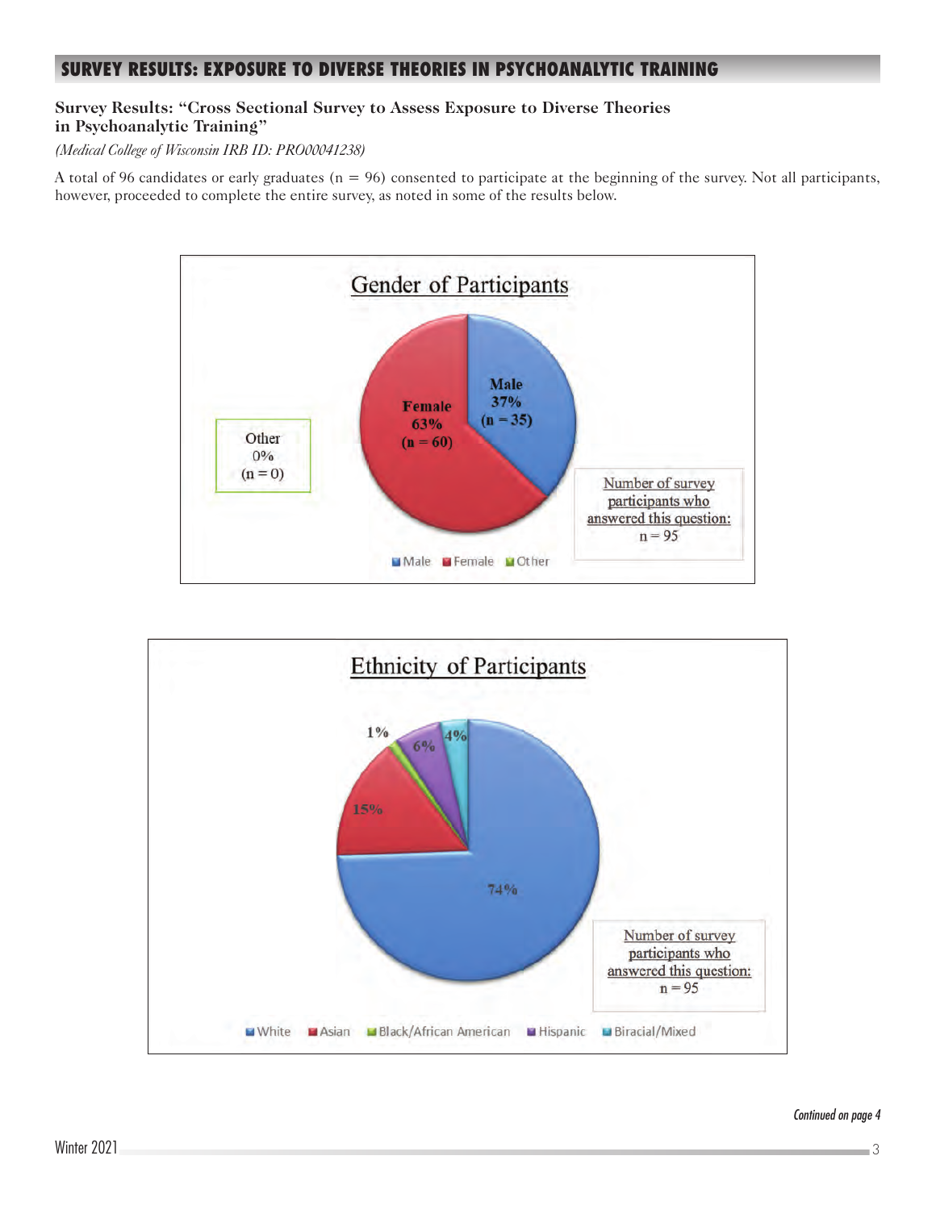## SURVEY RESULTS: EXPOSURE TO DIVERSE THEORIES IN PSYCHOANALYTIC TRAINING

### Survey Results: "Cross Sectional Survey to Assess Exposure to Diverse Theories in Psychoanalytic Training"

*(Medical College of Wisconsin IRB ID: PRO00041238)*

A total of 96 candidates or early graduates (n = 96) consented to participate at the beginning of the survey. Not all participants, however, proceeded to complete the entire survey, as noted in some of the results below.

**Gender of Participants**

| Gender | Percentage | n |
|---|---|---|
| Male | 37% | 35 |
| Female | 63% | 60 |
| Other | 0% | 0 |

Number of survey participants who answered this question: n = 95

**Ethnicity of Participants**

| Ethnicity | Percentage |
|---|---|
| White | 74% |
| Asian | 15% |
| Black/African American | 1% |
| Hispanic | 6% |
| Biracial/Mixed | 4% |

Number of survey participants who answered this question: n = 95

*Continued on page 4*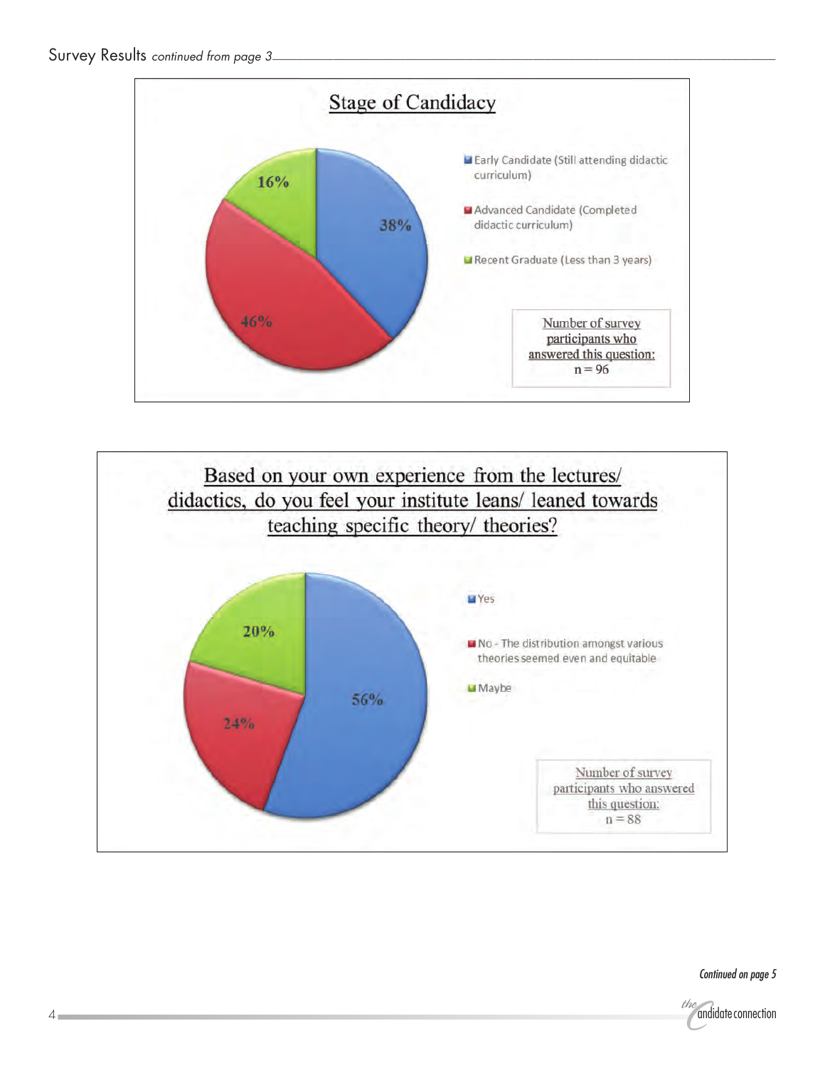Survey Results *continued from page 3*

## Stage of Candidacy

| Stage | Percentage |
| --- | --- |
| Early Candidate (Still attending didactic curriculum) | 38% |
| Advanced Candidate (Completed didactic curriculum) | 46% |
| Recent Graduate (Less than 3 years) | 16% |

Number of survey participants who answered this question:
n = 96

## Based on your own experience from the lectures/ didactics, do you feel your institute leans/ leaned towards teaching specific theory/ theories?

| Response | Percentage |
| --- | --- |
| Yes | 56% |
| No - The distribution amongst various theories seemed even and equitable | 24% |
| Maybe | 20% |

Number of survey participants who answered this question:
n = 88

*Continued on page 5*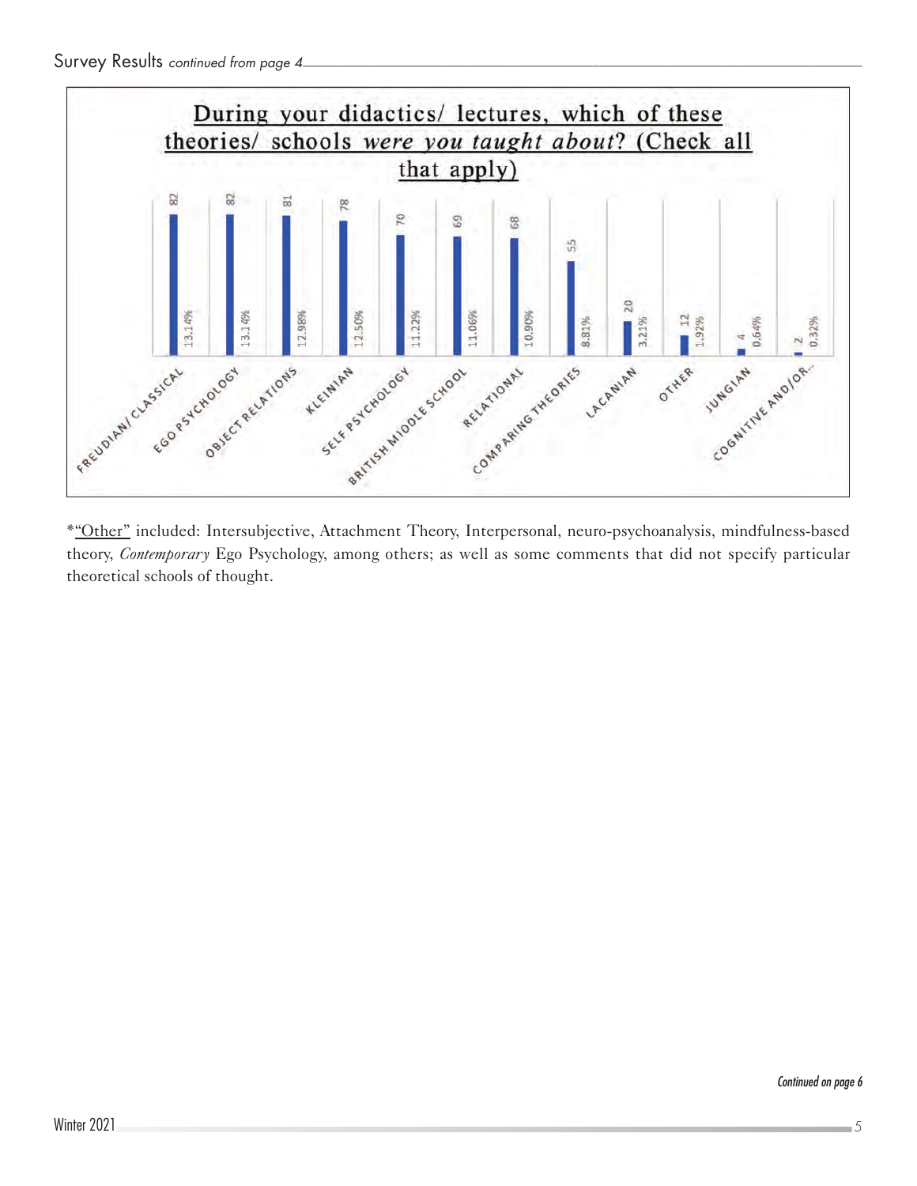Survey Results *continued from page 4*

**During your didactics/ lectures, which of these theories/ schools *were you taught about*? (Check all that apply)**

| Theory/School | Count | Percent |
|---|---|---|
| Freudian/ Classical | 82 | 13.14% |
| Ego Psychology | 82 | 13.14% |
| Object Relations | 81 | 12.98% |
| Kleinian | 78 | 12.50% |
| Self Psychology | 70 | 11.22% |
| British Middle School | 69 | 11.06% |
| Relational | 68 | 10.90% |
| Comparing Theories | 55 | 8.81% |
| Lacanian | 20 | 3.21% |
| Other | 12 | 1.92% |
| Jungian | 4 | 0.64% |
| Cognitive and/or... | 2 | 0.32% |

*"Other" included: Intersubjective, Attachment Theory, Interpersonal, neuro-psychoanalysis, mindfulness-based theory, *Contemporary* Ego Psychology, among others; as well as some comments that did not specify particular theoretical schools of thought.

*Continued on page 6*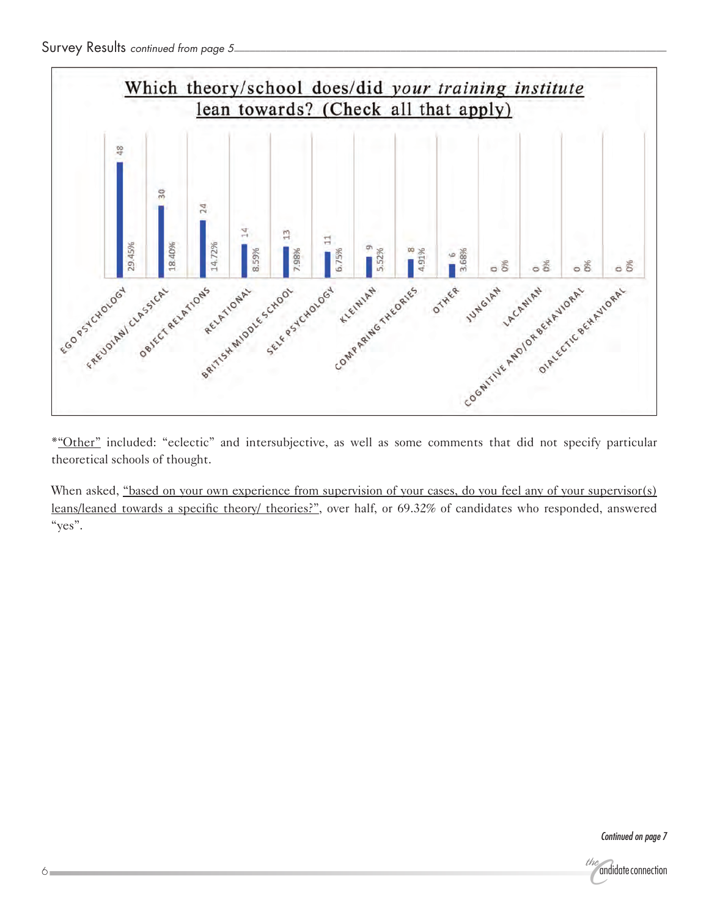## Which theory/school does/did *your training institute* lean towards? (Check all that apply)

| Theory/School | Count | Percentage |
|---|---|---|
| Ego Psychology | 48 | 29.45% |
| Freudian/ Classical | 30 | 18.40% |
| Object Relations | 24 | 14.72% |
| Relational | 14 | 8.59% |
| British Middle School | 13 | 7.98% |
| Self Psychology | 11 | 6.75% |
| Kleinian | 9 | 5.52% |
| Comparing Theories | 8 | 4.91% |
| Other | 6 | 3.68% |
| Jungian | 0 | 0% |
| Lacanian | 0 | 0% |
| Cognitive and/or Behavioral | 0 | 0% |
| Dialectic Behavioral | 0 | 0% |

*"Other" included: "eclectic" and intersubjective, as well as some comments that did not specify particular theoretical schools of thought.

When asked, "based on your own experience from supervision of your cases, do you feel any of your supervisor(s) leans/leaned towards a specific theory/ theories?", over half, or 69.32% of candidates who responded, answered "yes".

*Continued on page 7*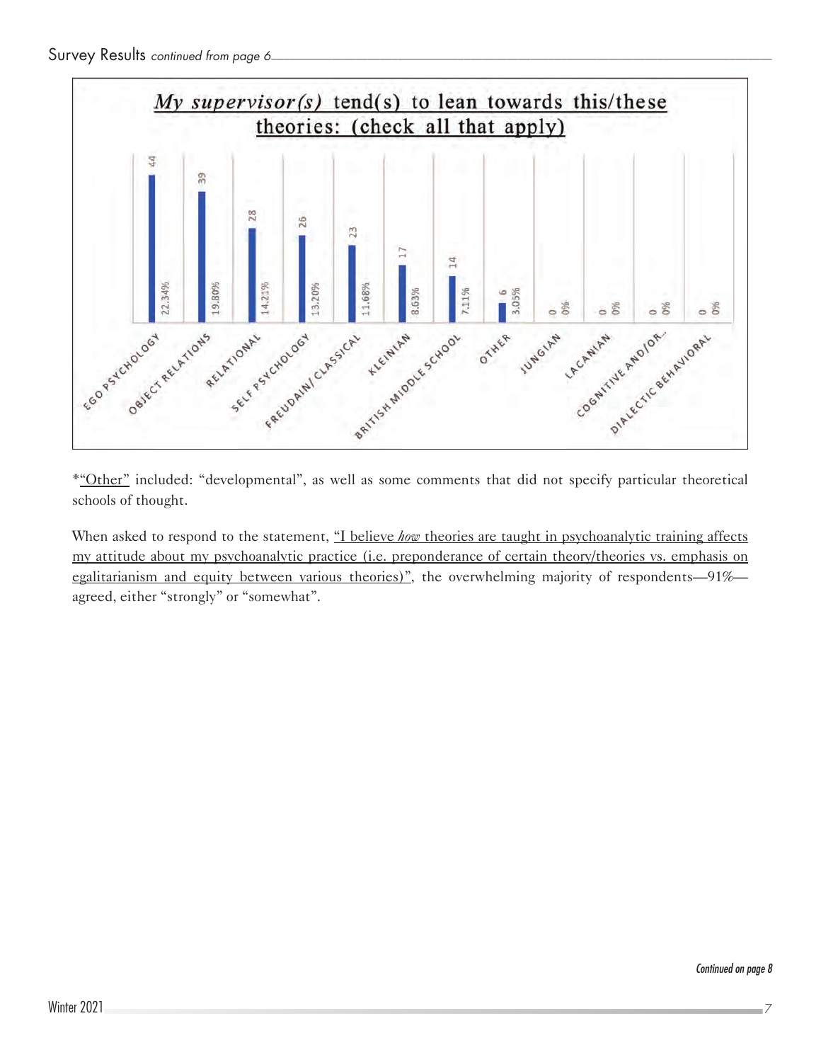**My supervisor(s) tend(s) to lean towards this/these theories: (check all that apply)**

| Theory | Count | Percent |
|---|---|---|
| EGO PSYCHOLOGY | 44 | 22.34% |
| OBJECT RELATIONS | 39 | 19.80% |
| RELATIONAL | 28 | 14.21% |
| SELF PSYCHOLOGY | 26 | 13.20% |
| FREUDAIN/ CLASSICAL | 23 | 11.68% |
| KLEINIAN | 17 | 8.63% |
| BRITISH MIDDLE SCHOOL | 14 | 7.11% |
| OTHER | 6 | 3.05% |
| JUNGIAN | 0 | 0% |
| LACANIAN | 0 | 0% |
| COGNITIVE AND/OR... | 0 | 0% |
| DIALECTIC BEHAVIORAL | 0 | 0% |

*"Other" included: "developmental", as well as some comments that did not specify particular theoretical schools of thought.

When asked to respond to the statement, "I believe *how* theories are taught in psychoanalytic training affects my attitude about my psychoanalytic practice (i.e. preponderance of certain theory/theories vs. emphasis on egalitarianism and equity between various theories)", the overwhelming majority of respondents—91%—agreed, either "strongly" or "somewhat".

*Continued on page 8*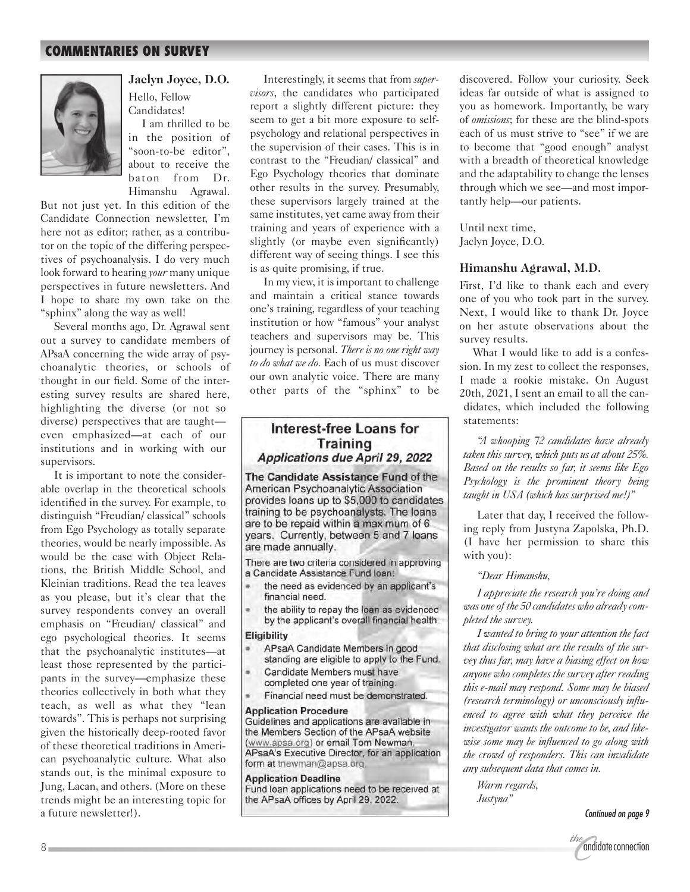## COMMENTARIES ON SURVEY

### Jaclyn Joyce, D.O.

Hello, Fellow Candidates!

I am thrilled to be in the position of "soon-to-be editor", about to receive the baton from Dr. Himanshu Agrawal. But not just yet. In this edition of the Candidate Connection newsletter, I'm here not as editor; rather, as a contributor on the topic of the differing perspectives of psychoanalysis. I do very much look forward to hearing *your* many unique perspectives in future newsletters. And I hope to share my own take on the "sphinx" along the way as well!

Several months ago, Dr. Agrawal sent out a survey to candidate members of APsaA concerning the wide array of psychoanalytic theories, or schools of thought in our field. Some of the interesting survey results are shared here, highlighting the diverse (or not so diverse) perspectives that are taught—even emphasized—at each of our institutions and in working with our supervisors.

It is important to note the considerable overlap in the theoretical schools identified in the survey. For example, to distinguish "Freudian/ classical" schools from Ego Psychology as totally separate theories, would be nearly impossible. As would be the case with Object Relations, the British Middle School, and Kleinian traditions. Read the tea leaves as you please, but it's clear that the survey respondents convey an overall emphasis on "Freudian/ classical" and ego psychological theories. It seems that the psychoanalytic institutes—at least those represented by the participants in the survey—emphasize these theories collectively in both what they teach, as well as what they "lean towards". This is perhaps not surprising given the historically deep-rooted favor of these theoretical traditions in American psychoanalytic culture. What also stands out, is the minimal exposure to Jung, Lacan, and others. (More on these trends might be an interesting topic for a future newsletter!).

Interestingly, it seems that from *supervisors*, the candidates who participated report a slightly different picture: they seem to get a bit more exposure to self-psychology and relational perspectives in the supervision of their cases. This is in contrast to the "Freudian/ classical" and Ego Psychology theories that dominate other results in the survey. Presumably, these supervisors largely trained at the same institutes, yet came away from their training and years of experience with a slightly (or maybe even significantly) different way of seeing things. I see this is as quite promising, if true.

In my view, it is important to challenge and maintain a critical stance towards one's training, regardless of your teaching institution or how "famous" your analyst teachers and supervisors may be. This journey is personal. *There is no one right way to do what we do.* Each of us must discover our own analytic voice. There are many other parts of the "sphinx" to be discovered. Follow your curiosity. Seek ideas far outside of what is assigned to you as homework. Importantly, be wary of *omissions*; for these are the blind-spots each of us must strive to "see" if we are to become that "good enough" analyst with a breadth of theoretical knowledge and the adaptability to change the lenses through which we see—and most importantly help—our patients.

Until next time,
Jaclyn Joyce, D.O.

### Himanshu Agrawal, M.D.

First, I'd like to thank each and every one of you who took part in the survey. Next, I would like to thank Dr. Joyce on her astute observations about the survey results.

What I would like to add is a confession. In my zest to collect the responses, I made a rookie mistake. On August 20th, 2021, I sent an email to all the candidates, which included the following statements:

*"A whooping 72 candidates have already taken this survey, which puts us at about 25%. Based on the results so far, it seems like Ego Psychology is the prominent theory being taught in USA (which has surprised me!)"*

Later that day, I received the following reply from Justyna Zapolska, Ph.D. (I have her permission to share this with you):

*"Dear Himanshu,*

*I appreciate the research you're doing and was one of the 50 candidates who already completed the survey.*

*I wanted to bring to your attention the fact that disclosing what are the results of the survey thus far, may have a biasing effect on how anyone who completes the survey after reading this e-mail may respond. Some may be biased (research terminology) or unconsciously influenced to agree with what they perceive the investigator wants the outcome to be, and likewise some may be influenced to go along with the crowd of responders. This can invalidate any subsequent data that comes in.*

*Warm regards,*
*Justyna"*

*Continued on page 9*

---

**Interest-free Loans for Training**

***Applications due April 29, 2022***

**The Candidate Assistance Fund** of the American Psychoanalytic Association provides loans up to $5,000 to candidates training to be psychoanalysts. The loans are to be repaid within a maximum of 6 years. Currently, between 5 and 7 loans are made annually.

There are two criteria considered in approving a Candidate Assistance Fund loan:

- the need as evidenced by an applicant's financial need.
- the ability to repay the loan as evidenced by the applicant's overall financial health.

**Eligibility**

- APsaA Candidate Members in good standing are eligible to apply to the Fund.
- Candidate Members must have completed one year of training.
- Financial need must be demonstrated.

**Application Procedure**

Guidelines and applications are available in the Members Section of the APsaA website (www.apsa.org) or email Tom Newman, APsaA's Executive Director, for an application form at tnewman@apsa.org

**Application Deadline**

Fund loan applications need to be received at the APsaA offices by April 29, 2022.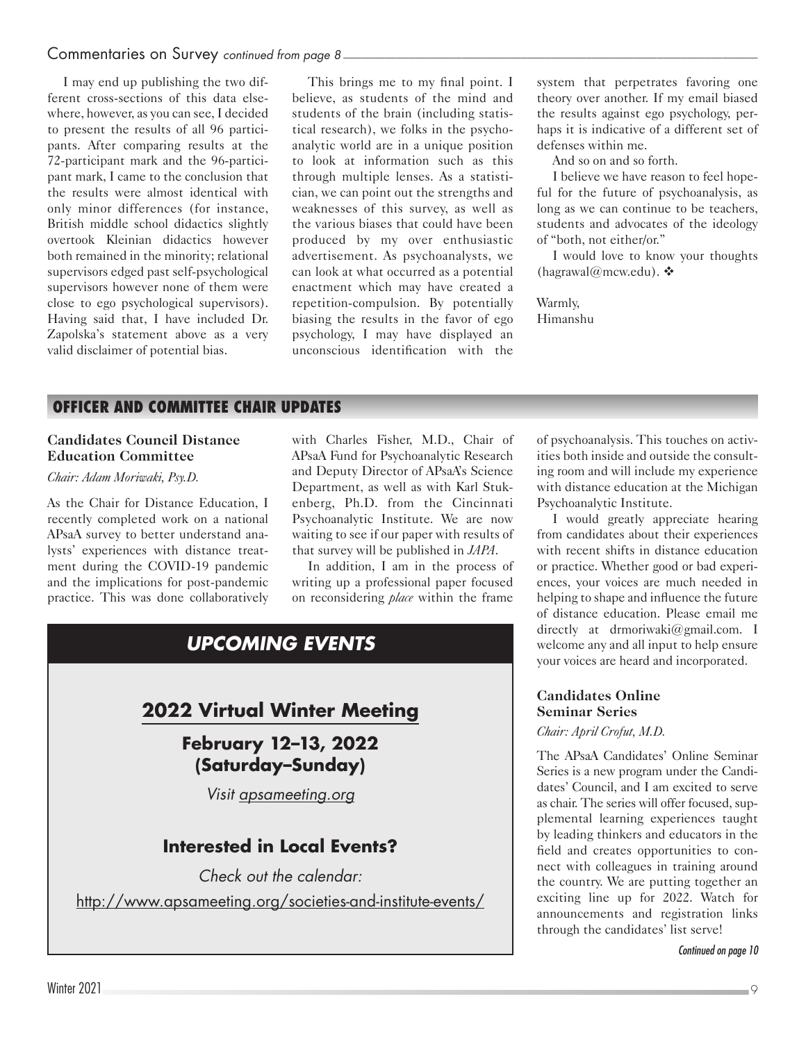Commentaries on Survey *continued from page 8*

I may end up publishing the two different cross-sections of this data elsewhere, however, as you can see, I decided to present the results of all 96 participants. After comparing results at the 72-participant mark and the 96-participant mark, I came to the conclusion that the results were almost identical with only minor differences (for instance, British middle school didactics slightly overtook Kleinian didactics however both remained in the minority; relational supervisors edged past self-psychological supervisors however none of them were close to ego psychological supervisors). Having said that, I have included Dr. Zapolska's statement above as a very valid disclaimer of potential bias.

This brings me to my final point. I believe, as students of the mind and students of the brain (including statistical research), we folks in the psychoanalytic world are in a unique position to look at information such as this through multiple lenses. As a statistician, we can point out the strengths and weaknesses of this survey, as well as the various biases that could have been produced by my over enthusiastic advertisement. As psychoanalysts, we can look at what occurred as a potential enactment which may have created a repetition-compulsion. By potentially biasing the results in the favor of ego psychology, I may have displayed an unconscious identification with the system that perpetrates favoring one theory over another. If my email biased the results against ego psychology, perhaps it is indicative of a different set of defenses within me.

And so on and so forth.

I believe we have reason to feel hopeful for the future of psychoanalysis, as long as we can continue to be teachers, students and advocates of the ideology of "both, not either/or."

I would love to know your thoughts (hagrawal@mcw.edu). ❖

Warmly,
Himanshu

## OFFICER AND COMMITTEE CHAIR UPDATES

### Candidates Council Distance Education Committee

*Chair: Adam Moriwaki, Psy.D.*

As the Chair for Distance Education, I recently completed work on a national APsaA survey to better understand analysts' experiences with distance treatment during the COVID-19 pandemic and the implications for post-pandemic practice. This was done collaboratively with Charles Fisher, M.D., Chair of APsaA Fund for Psychoanalytic Research and Deputy Director of APsaA's Science Department, as well as with Karl Stukenberg, Ph.D. from the Cincinnati Psychoanalytic Institute. We are now waiting to see if our paper with results of that survey will be published in *JAPA*.

In addition, I am in the process of writing up a professional paper focused on reconsidering *place* within the frame of psychoanalysis. This touches on activities both inside and outside the consulting room and will include my experience with distance education at the Michigan Psychoanalytic Institute.

I would greatly appreciate hearing from candidates about their experiences with recent shifts in distance education or practice. Whether good or bad experiences, your voices are much needed in helping to shape and influence the future of distance education. Please email me directly at drmoriwaki@gmail.com. I welcome any and all input to help ensure your voices are heard and incorporated.

### Candidates Online Seminar Series

*Chair: April Crofut, M.D.*

The APsaA Candidates' Online Seminar Series is a new program under the Candidates' Council, and I am excited to serve as chair. The series will offer focused, supplemental learning experiences taught by leading thinkers and educators in the field and creates opportunities to connect with colleagues in training around the country. We are putting together an exciting line up for 2022. Watch for announcements and registration links through the candidates' list serve!

*Continued on page 10*

## *UPCOMING EVENTS*

### 2022 Virtual Winter Meeting

**February 12–13, 2022 (Saturday–Sunday)**

*Visit apsameeting.org*

### Interested in Local Events?

*Check out the calendar:*

http://www.apsameeting.org/societies-and-institute-events/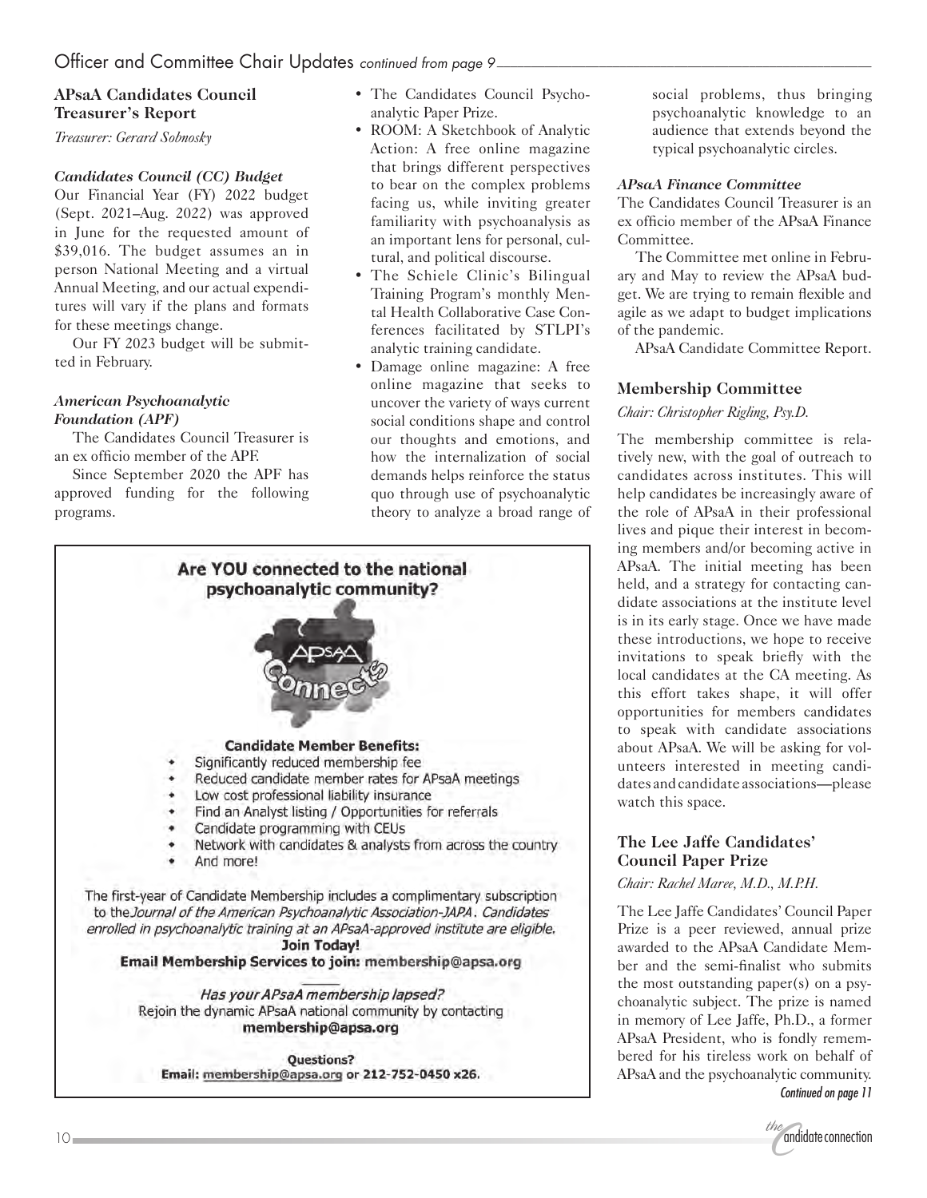## APsaA Candidates Council Treasurer's Report

*Treasurer: Gerard Sobnosky*

### *Candidates Council (CC) Budget*

Our Financial Year (FY) 2022 budget (Sept. 2021–Aug. 2022) was approved in June for the requested amount of $39,016. The budget assumes an in person National Meeting and a virtual Annual Meeting, and our actual expenditures will vary if the plans and formats for these meetings change.

Our FY 2023 budget will be submitted in February.

### *American Psychoanalytic Foundation (APF)*

The Candidates Council Treasurer is an ex officio member of the APF.

Since September 2020 the APF has approved funding for the following programs.

- The Candidates Council Psychoanalytic Paper Prize.
- ROOM: A Sketchbook of Analytic Action: A free online magazine that brings different perspectives to bear on the complex problems facing us, while inviting greater familiarity with psychoanalysis as an important lens for personal, cultural, and political discourse.
- The Schiele Clinic's Bilingual Training Program's monthly Mental Health Collaborative Case Conferences facilitated by STLPI's analytic training candidate.
- Damage online magazine: A free online magazine that seeks to uncover the variety of ways current social conditions shape and control our thoughts and emotions, and how the internalization of social demands helps reinforce the status quo through use of psychoanalytic theory to analyze a broad range of social problems, thus bringing psychoanalytic knowledge to an audience that extends beyond the typical psychoanalytic circles.

### *APsaA Finance Committee*

The Candidates Council Treasurer is an ex officio member of the APsaA Finance Committee.

The Committee met online in February and May to review the APsaA budget. We are trying to remain flexible and agile as we adapt to budget implications of the pandemic.

APsaA Candidate Committee Report.

**Are YOU connected to the national psychoanalytic community?**

APsaA Connects

**Candidate Member Benefits:**

- Significantly reduced membership fee
- Reduced candidate member rates for APsaA meetings
- Low cost professional liability insurance
- Find an Analyst listing / Opportunities for referrals
- Candidate programming with CEUs
- Network with candidates & analysts from across the country
- And more!

The first-year of Candidate Membership includes a complimentary subscription to the *Journal of the American Psychoanalytic Association-JAPA. Candidates enrolled in psychoanalytic training at an APsaA-approved institute are eligible.*

**Join Today!**

**Email Membership Services to join: membership@apsa.org**

*Has your APsaA membership lapsed?*
Rejoin the dynamic APsaA national community by contacting **membership@apsa.org**

**Questions?**
**Email: membership@apsa.org or 212-752-0450 x26.**

## Membership Committee

*Chair: Christopher Rigling, Psy.D.*

The membership committee is relatively new, with the goal of outreach to candidates across institutes. This will help candidates be increasingly aware of the role of APsaA in their professional lives and pique their interest in becoming members and/or becoming active in APsaA. The initial meeting has been held, and a strategy for contacting candidate associations at the institute level is in its early stage. Once we have made these introductions, we hope to receive invitations to speak briefly with the local candidates at the CA meeting. As this effort takes shape, it will offer opportunities for members candidates to speak with candidate associations about APsaA. We will be asking for volunteers interested in meeting candidates and candidate associations—please watch this space.

## The Lee Jaffe Candidates' Council Paper Prize

*Chair: Rachel Maree, M.D., M.P.H.*

The Lee Jaffe Candidates' Council Paper Prize is a peer reviewed, annual prize awarded to the APsaA Candidate Member and the semi-finalist who submits the most outstanding paper(s) on a psychoanalytic subject. The prize is named in memory of Lee Jaffe, Ph.D., a former APsaA President, who is fondly remembered for his tireless work on behalf of APsaA and the psychoanalytic community.

*Continued on page 11*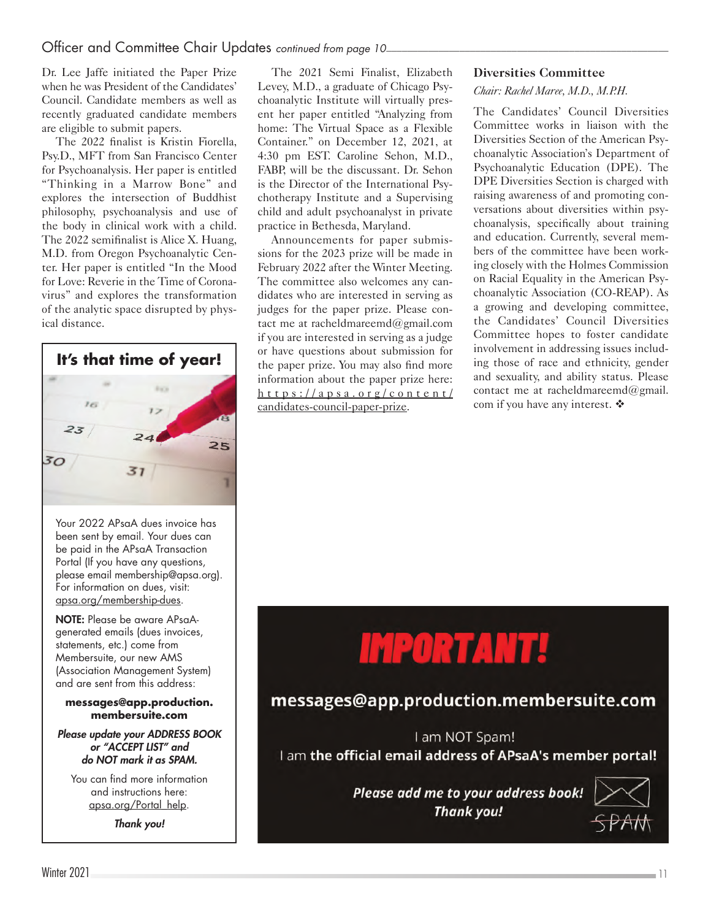## Officer and Committee Chair Updates *continued from page 10*

Dr. Lee Jaffe initiated the Paper Prize when he was President of the Candidates' Council. Candidate members as well as recently graduated candidate members are eligible to submit papers.

The 2022 finalist is Kristin Fiorella, Psy.D., MFT from San Francisco Center for Psychoanalysis. Her paper is entitled "Thinking in a Marrow Bone" and explores the intersection of Buddhist philosophy, psychoanalysis and use of the body in clinical work with a child. The 2022 semifinalist is Alice X. Huang, M.D. from Oregon Psychoanalytic Center. Her paper is entitled "In the Mood for Love: Reverie in the Time of Coronavirus" and explores the transformation of the analytic space disrupted by physical distance.

The 2021 Semi Finalist, Elizabeth Levey, M.D., a graduate of Chicago Psychoanalytic Institute will virtually present her paper entitled "Analyzing from home: The Virtual Space as a Flexible Container." on December 12, 2021, at 4:30 pm EST. Caroline Sehon, M.D., FABP, will be the discussant. Dr. Sehon is the Director of the International Psychotherapy Institute and a Supervising child and adult psychoanalyst in private practice in Bethesda, Maryland.

Announcements for paper submissions for the 2023 prize will be made in February 2022 after the Winter Meeting. The committee also welcomes any candidates who are interested in serving as judges for the paper prize. Please contact me at racheldmareemd@gmail.com if you are interested in serving as a judge or have questions about submission for the paper prize. You may also find more information about the paper prize here: https://apsa.org/content/candidates-council-paper-prize.

### Diversities Committee

*Chair: Rachel Maree, M.D., M.P.H.*

The Candidates' Council Diversities Committee works in liaison with the Diversities Section of the American Psychoanalytic Association's Department of Psychoanalytic Education (DPE). The DPE Diversities Section is charged with raising awareness of and promoting conversations about diversities within psychoanalysis, specifically about training and education. Currently, several members of the committee have been working closely with the Holmes Commission on Racial Equality in the American Psychoanalytic Association (CO-REAP). As a growing and developing committee, the Candidates' Council Diversities Committee hopes to foster candidate involvement in addressing issues including those of race and ethnicity, gender and sexuality, and ability status. Please contact me at racheldmareemd@gmail.com if you have any interest. ❖

---

### It's that time of year!

Your 2022 APsaA dues invoice has been sent by email. Your dues can be paid in the APsaA Transaction Portal (If you have any questions, please email membership@apsa.org). For information on dues, visit: apsa.org/membership-dues.

**NOTE:** Please be aware APsaA-generated emails (dues invoices, statements, etc.) come from Membersuite, our new AMS (Association Management System) and are sent from this address:

**messages@app.production.membersuite.com**

***Please update your ADDRESS BOOK or "ACCEPT LIST" and do NOT mark it as SPAM.***

You can find more information and instructions here: apsa.org/Portal_help.

***Thank you!***

---

## IMPORTANT!

**messages@app.production.membersuite.com**

I am NOT Spam!
I am **the official email address of APsaA's member portal!**

***Please add me to your address book!***
***Thank you!***

SPAM